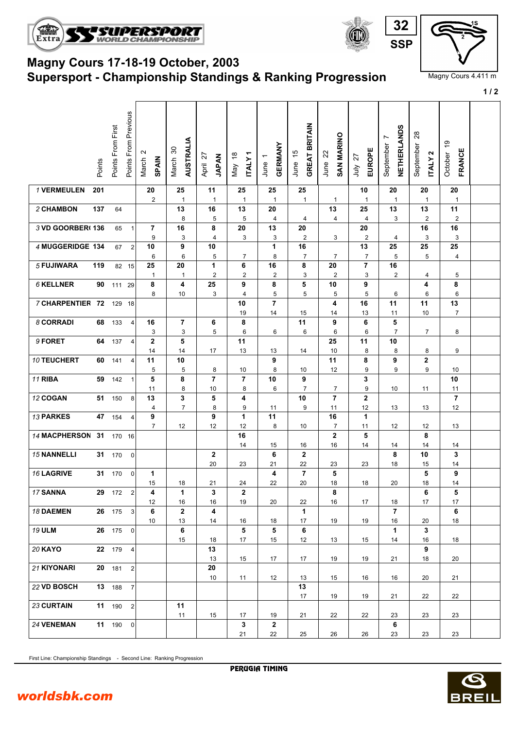# Magny Cours 17-18-19 October, 2003
## Supersport - Championship Standings & Ranking Progression

32 SSP

Magny Cours 4.411 m

| | Points | Points From First | Points From Previous | March 2 SPAIN | March 30 AUSTRALIA | April 27 JAPAN | May 18 ITALY 1 | June 1 GERMANY | June 15 GREAT BRITAIN | June 22 SAN MARINO | July 27 EUROPE | September 7 NETHERLANDS | September 28 ITALY 2 | October 19 FRANCE |
|---|---|---|---|---|---|---|---|---|---|---|---|---|---|---|
| 1 VERMEULEN | 201 | | | **20** | **25** | **11** | **25** | **25** | **25** | | **10** | **20** | **20** | **20** |
| | | | | 2 | 1 | 1 | 1 | 1 | 1 | 1 | 1 | 1 | 1 | 1 |
| 2 CHAMBON | 137 | 64 | | | **13** | **16** | **13** | **20** | | **13** | **25** | **13** | **13** | **11** |
| | | | | | 8 | 5 | 5 | 4 | 4 | 4 | 4 | 3 | 2 | 2 |
| 3 VD GOORBER( | 136 | 65 | 1 | **7** | **16** | **8** | **20** | **13** | **20** | | **20** | | **16** | **16** |
| | | | | 9 | 3 | 4 | 3 | 3 | 2 | 3 | 2 | 4 | 3 | 3 |
| 4 MUGGERIDGE | 134 | 67 | 2 | **10** | **9** | **10** | | **1** | **16** | | **13** | **25** | **25** | **25** |
| | | | | 6 | 6 | 5 | 7 | 8 | 7 | 7 | 7 | 5 | 5 | 4 |
| 5 FUJIWARA | 119 | 82 | 15 | **25** | **20** | **1** | **6** | **16** | **8** | **20** | **7** | **16** | | |
| | | | | 1 | 1 | 2 | 2 | 2 | 3 | 2 | 3 | 2 | 4 | 5 |
| 6 KELLNER | 90 | 111 | 29 | **8** | **4** | **25** | **9** | **8** | **5** | **10** | **9** | | **4** | **8** |
| | | | | 8 | 10 | 3 | 4 | 5 | 5 | 5 | 5 | 6 | 6 | 6 |
| 7 CHARPENTIER | 72 | 129 | 18 | | | | **10** | **7** | | **4** | **16** | **11** | **11** | **13** |
| | | | | | | | 19 | 14 | 15 | 14 | 13 | 11 | 10 | 7 |
| 8 CORRADI | 68 | 133 | 4 | **16** | **7** | **6** | **8** | | **11** | **9** | **6** | **5** | | |
| | | | | 3 | 3 | 5 | 6 | 6 | 6 | 6 | 6 | 7 | 7 | 8 |
| 9 FORET | 64 | 137 | 4 | **2** | **5** | | **11** | | | **25** | **11** | **10** | | |
| | | | | 14 | 14 | 17 | 13 | 13 | 14 | 10 | 8 | 8 | 8 | 9 |
| 10 TEUCHERT | 60 | 141 | 4 | **11** | **10** | | | **9** | | **11** | **8** | **9** | **2** | |
| | | | | 5 | 5 | 8 | 10 | 8 | 10 | 12 | 9 | 9 | 9 | 10 |
| 11 RIBA | 59 | 142 | 1 | **5** | **8** | **7** | **7** | **10** | **9** | | **3** | | | **10** |
| | | | | 11 | 8 | 10 | 8 | 6 | 7 | 7 | 9 | 10 | 11 | 11 |
| 12 COGAN | 51 | 150 | 8 | **13** | **3** | **5** | **4** | | **10** | **7** | **2** | | | **7** |
| | | | | 4 | 7 | 8 | 9 | 11 | 9 | 11 | 12 | 13 | 13 | 12 |
| 13 PARKES | 47 | 154 | 4 | **9** | | **9** | **1** | **11** | | **16** | **1** | | | |
| | | | | 7 | 12 | 12 | 12 | 8 | 10 | 7 | 11 | 12 | 12 | 13 |
| 14 MACPHERSON | 31 | 170 | 16 | | | | **16** | | | **2** | **5** | | **8** | |
| | | | | | | | 14 | 15 | 16 | 16 | 14 | 14 | 14 | 14 |
| 15 NANNELLI | 31 | 170 | 0 | | | **2** | | **6** | **2** | | | **8** | **10** | **3** |
| | | | | | | 20 | 23 | 21 | 22 | 23 | 23 | 18 | 15 | 14 |
| 16 LAGRIVE | 31 | 170 | 0 | **1** | | | | **4** | **7** | **5** | | | **5** | **9** |
| | | | | 15 | 18 | 21 | 24 | 22 | 20 | 18 | 18 | 20 | 18 | 14 |
| 17 SANNA | 29 | 172 | 2 | **4** | **1** | **3** | **2** | | | **8** | | | **6** | **5** |
| | | | | 12 | 16 | 16 | 19 | 20 | 22 | 16 | 17 | 18 | 17 | 17 |
| 18 DAEMEN | 26 | 175 | 3 | **6** | **2** | **4** | | | **1** | | | **7** | | **6** |
| | | | | 10 | 13 | 14 | 16 | 18 | 17 | 19 | 19 | 16 | 20 | 18 |
| 19 ULM | 26 | 175 | 0 | | **6** | | **5** | **5** | **6** | | | **1** | **3** | |
| | | | | | 15 | 18 | 17 | 15 | 12 | 13 | 15 | 14 | 16 | 18 |
| 20 KAYO | 22 | 179 | 4 | | | **13** | | | | | | | **9** | |
| | | | | | | 13 | 15 | 17 | 17 | 19 | 19 | 21 | 18 | 20 |
| 21 KIYONARI | 20 | 181 | 2 | | | **20** | | | | | | | | |
| | | | | | | 10 | 11 | 12 | 13 | 15 | 16 | 16 | 20 | 21 |
| 22 VD BOSCH | 13 | 188 | 7 | | | | | | **13** | | | | | |
| | | | | | | | | | 17 | 19 | 19 | 21 | 22 | 22 |
| 23 CURTAIN | 11 | 190 | 2 | | **11** | | | | | | | | | |
| | | | | | 11 | 15 | 17 | 19 | 21 | 22 | 22 | 23 | 23 | 23 |
| 24 VENEMAN | 11 | 190 | 0 | | | | **3** | **2** | | | | **6** | | |
| | | | | | | | 21 | 22 | 25 | 26 | 26 | 23 | 23 | 23 |

First Line: Championship Standings - Second Line: Ranking Progression

PERUGIA TIMING

worldsbk.com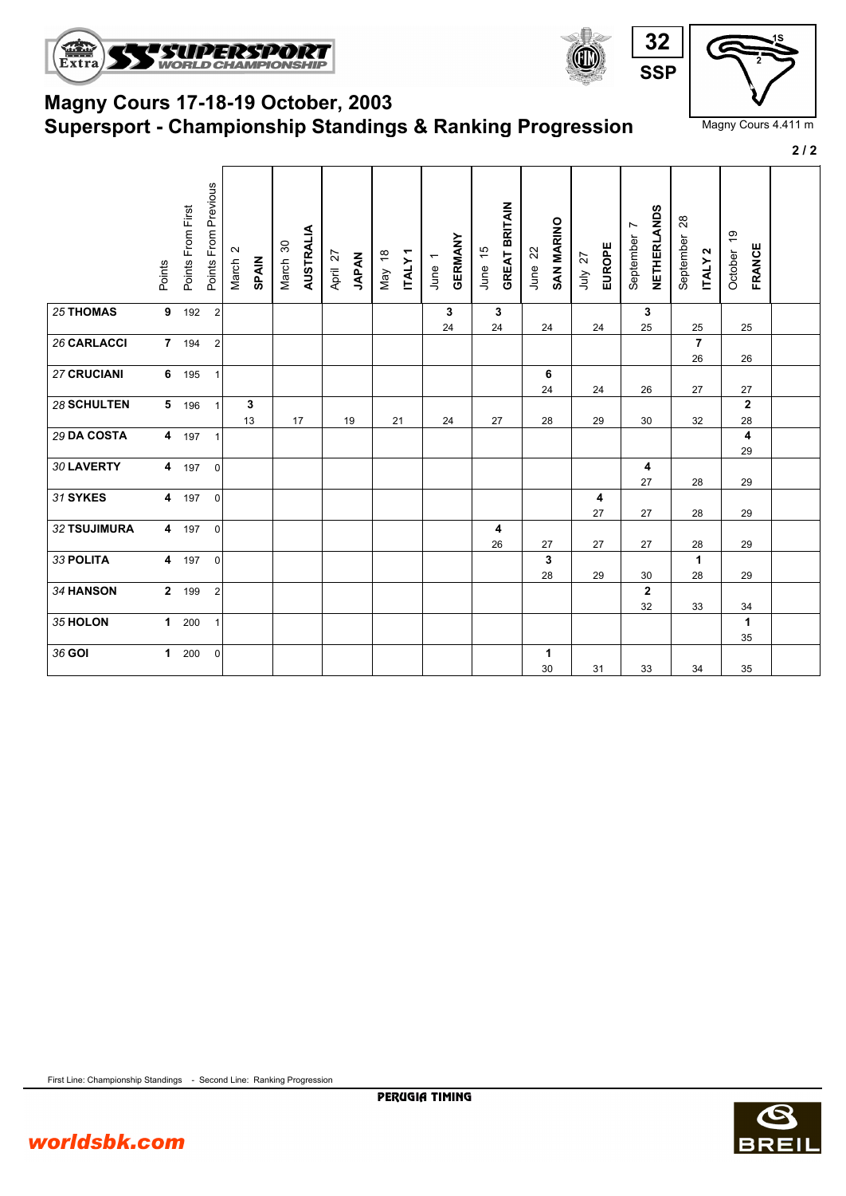# Magny Cours 17-18-19 October, 2003
## Supersport - Championship Standings & Ranking Progression

32 SSP

Magny Cours 4.411 m

| | Points | Points From First | Points From Previous | March 2 SPAIN | March 30 AUSTRALIA | April 27 JAPAN | May 18 ITALY 1 | June 1 GERMANY | June 15 GREAT BRITAIN | June 22 SAN MARINO | July 27 EUROPE | September 7 NETHERLANDS | September 28 ITALY 2 | October 19 FRANCE |
|---|---|---|---|---|---|---|---|---|---|---|---|---|---|---|
| 25 THOMAS | 9 | 192 | 2 | | | | | 3<br>24 | 3<br>24 | 24 | 24 | 3<br>25 | 25 | 25 |
| 26 CARLACCI | 7 | 194 | 2 | | | | | | | | | | 7<br>26 | 26 |
| 27 CRUCIANI | 6 | 195 | 1 | | | | | | | 6<br>24 | 24 | 26 | 27 | 27 |
| 28 SCHULTEN | 5 | 196 | 1 | 3<br>13 | 17 | 19 | 21 | 24 | 27 | 28 | 29 | 30 | 32 | 2<br>28 |
| 29 DA COSTA | 4 | 197 | 1 | | | | | | | | | | | 4<br>29 |
| 30 LAVERTY | 4 | 197 | 0 | | | | | | | | | 4<br>27 | 28 | 29 |
| 31 SYKES | 4 | 197 | 0 | | | | | | | | 4<br>27 | 27 | 28 | 29 |
| 32 TSUJIMURA | 4 | 197 | 0 | | | | | | 4<br>26 | 27 | 27 | 27 | 28 | 29 |
| 33 POLITA | 4 | 197 | 0 | | | | | | | 3<br>28 | 29 | 30 | 1<br>28 | 29 |
| 34 HANSON | 2 | 199 | 2 | | | | | | | | | 2<br>32 | 33 | 34 |
| 35 HOLON | 1 | 200 | 1 | | | | | | | | | | | 1<br>35 |
| 36 GOI | 1 | 200 | 0 | | | | | | | 1<br>30 | 31 | 33 | 34 | 35 |

First Line: Championship Standings - Second Line: Ranking Progression

PERUGIA TIMING

worldsbk.com